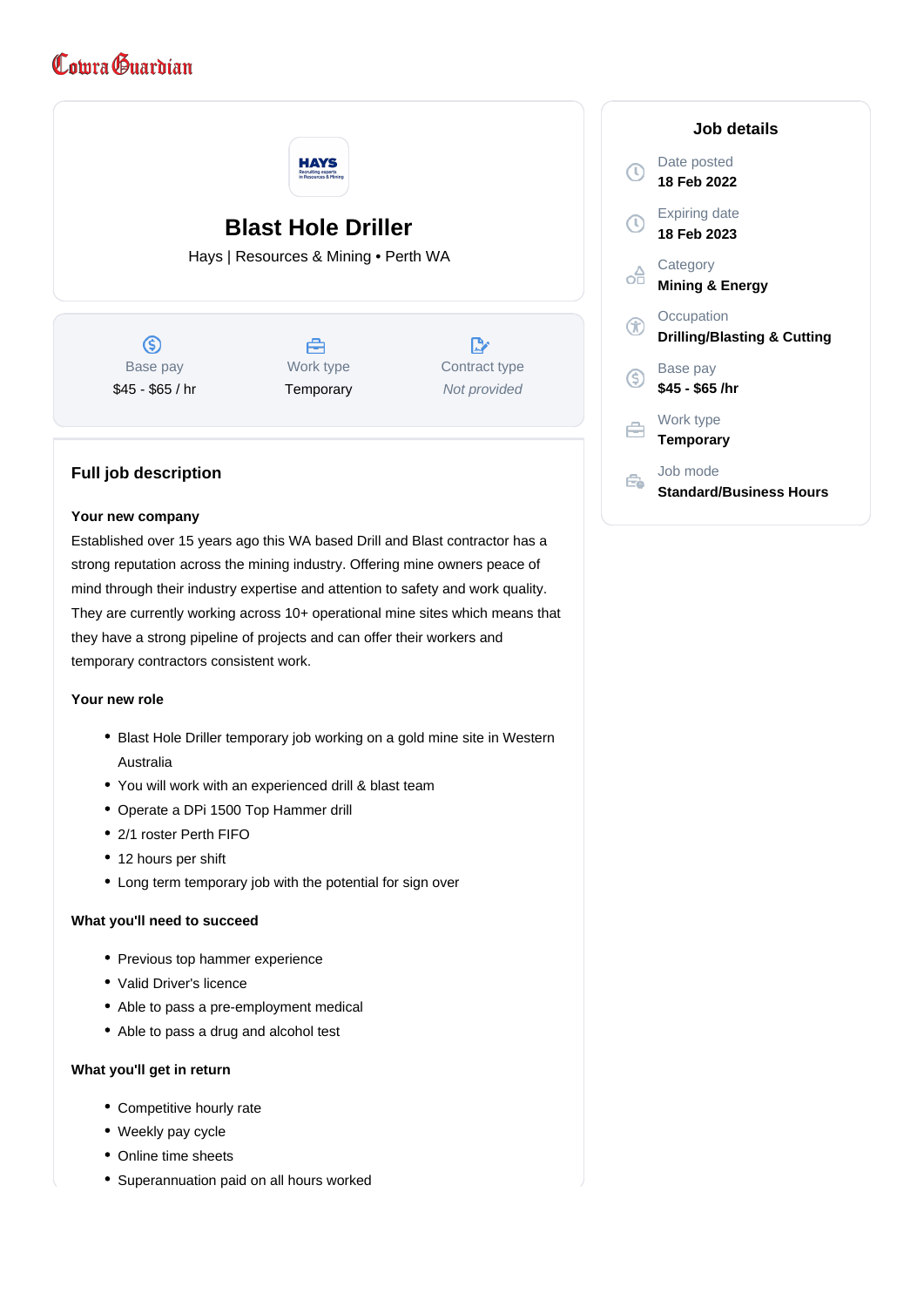Cowra Guardian

# Blast Hole Driller

Hays | Resources & Mining • Perth WA

| Base pay | Work type | Contract type |
|---|---|---|
| $45 - $65 / hr | Temporary | *Not provided* |

## Job details

**Date posted**
18 Feb 2022

**Expiring date**
18 Feb 2023

**Category**
Mining & Energy

**Occupation**
Drilling/Blasting & Cutting

**Base pay**
$45 - $65 /hr

**Work type**
Temporary

**Job mode**
Standard/Business Hours

## Full job description

### Your new company

Established over 15 years ago this WA based Drill and Blast contractor has a strong reputation across the mining industry. Offering mine owners peace of mind through their industry expertise and attention to safety and work quality. They are currently working across 10+ operational mine sites which means that they have a strong pipeline of projects and can offer their workers and temporary contractors consistent work.

### Your new role

- Blast Hole Driller temporary job working on a gold mine site in Western Australia
- You will work with an experienced drill & blast team
- Operate a DPi 1500 Top Hammer drill
- 2/1 roster Perth FIFO
- 12 hours per shift
- Long term temporary job with the potential for sign over

### What you'll need to succeed

- Previous top hammer experience
- Valid Driver's licence
- Able to pass a pre-employment medical
- Able to pass a drug and alcohol test

### What you'll get in return

- Competitive hourly rate
- Weekly pay cycle
- Online time sheets
- Superannuation paid on all hours worked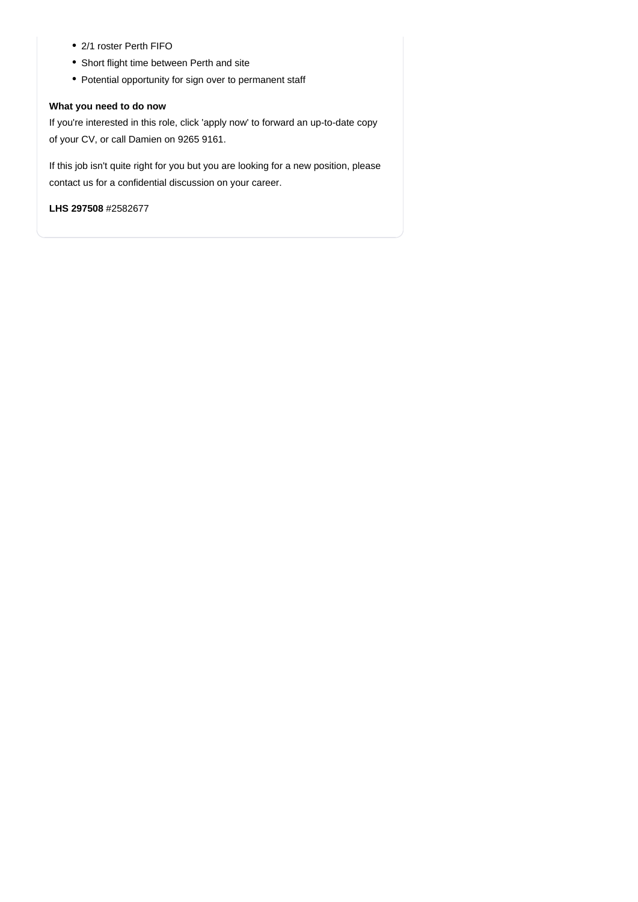- 2/1 roster Perth FIFO
- Short flight time between Perth and site
- Potential opportunity for sign over to permanent staff

**What you need to do now**

If you're interested in this role, click 'apply now' to forward an up-to-date copy of your CV, or call Damien on 9265 9161.

If this job isn't quite right for you but you are looking for a new position, please contact us for a confidential discussion on your career.

**LHS 297508** #2582677